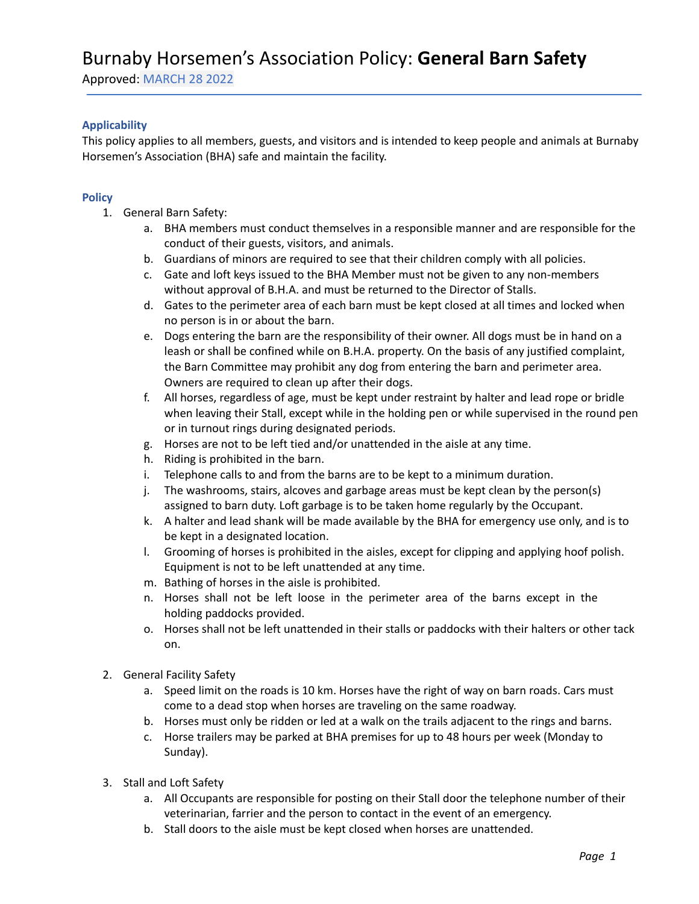# Burnaby Horsemen's Association Policy: **General Barn Safety**

Approved: MARCH 28 2022

### Applicability

This policy applies to all members, guests, and visitors and is intended to keep people and animals at Burnaby Horsemen's Association (BHA) safe and maintain the facility.

### Policy

1. General Barn Safety:
    a. BHA members must conduct themselves in a responsible manner and are responsible for the conduct of their guests, visitors, and animals.
    b. Guardians of minors are required to see that their children comply with all policies.
    c. Gate and loft keys issued to the BHA Member must not be given to any non-members without approval of B.H.A. and must be returned to the Director of Stalls.
    d. Gates to the perimeter area of each barn must be kept closed at all times and locked when no person is in or about the barn.
    e. Dogs entering the barn are the responsibility of their owner. All dogs must be in hand on a leash or shall be confined while on B.H.A. property. On the basis of any justified complaint, the Barn Committee may prohibit any dog from entering the barn and perimeter area. Owners are required to clean up after their dogs.
    f. All horses, regardless of age, must be kept under restraint by halter and lead rope or bridle when leaving their Stall, except while in the holding pen or while supervised in the round pen or in turnout rings during designated periods.
    g. Horses are not to be left tied and/or unattended in the aisle at any time.
    h. Riding is prohibited in the barn.
    i. Telephone calls to and from the barns are to be kept to a minimum duration.
    j. The washrooms, stairs, alcoves and garbage areas must be kept clean by the person(s) assigned to barn duty. Loft garbage is to be taken home regularly by the Occupant.
    k. A halter and lead shank will be made available by the BHA for emergency use only, and is to be kept in a designated location.
    l. Grooming of horses is prohibited in the aisles, except for clipping and applying hoof polish. Equipment is not to be left unattended at any time.
    m. Bathing of horses in the aisle is prohibited.
    n. Horses shall not be left loose in the perimeter area of the barns except in the holding paddocks provided.
    o. Horses shall not be left unattended in their stalls or paddocks with their halters or other tack on.

2. General Facility Safety
    a. Speed limit on the roads is 10 km. Horses have the right of way on barn roads. Cars must come to a dead stop when horses are traveling on the same roadway.
    b. Horses must only be ridden or led at a walk on the trails adjacent to the rings and barns.
    c. Horse trailers may be parked at BHA premises for up to 48 hours per week (Monday to Sunday).

3. Stall and Loft Safety
    a. All Occupants are responsible for posting on their Stall door the telephone number of their veterinarian, farrier and the person to contact in the event of an emergency.
    b. Stall doors to the aisle must be kept closed when horses are unattended.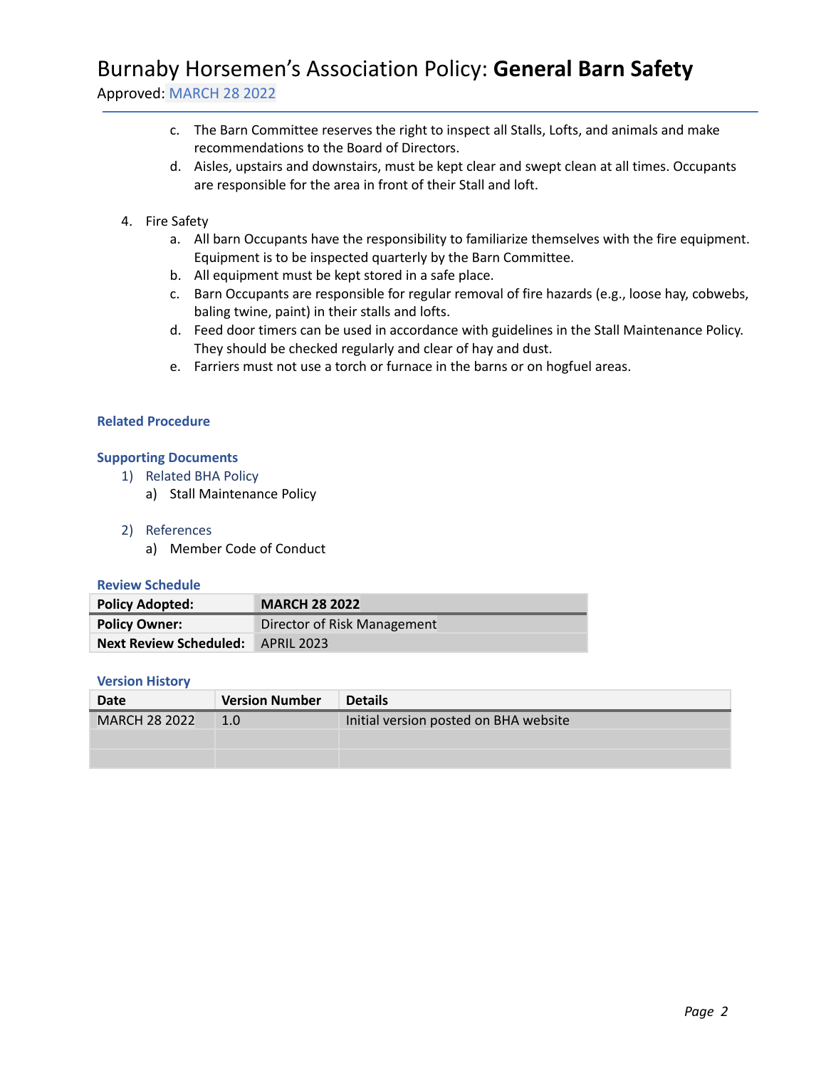c. The Barn Committee reserves the right to inspect all Stalls, Lofts, and animals and make recommendations to the Board of Directors.

d. Aisles, upstairs and downstairs, must be kept clear and swept clean at all times. Occupants are responsible for the area in front of their Stall and loft.

4. Fire Safety
    a. All barn Occupants have the responsibility to familiarize themselves with the fire equipment. Equipment is to be inspected quarterly by the Barn Committee.
    b. All equipment must be kept stored in a safe place.
    c. Barn Occupants are responsible for regular removal of fire hazards (e.g., loose hay, cobwebs, baling twine, paint) in their stalls and lofts.
    d. Feed door timers can be used in accordance with guidelines in the Stall Maintenance Policy. They should be checked regularly and clear of hay and dust.
    e. Farriers must not use a torch or furnace in the barns or on hogfuel areas.

### Related Procedure

### Supporting Documents

1) Related BHA Policy
    a) Stall Maintenance Policy

2) References
    a) Member Code of Conduct

### Review Schedule

| | |
|---|---|
| **Policy Adopted:** | **MARCH 28 2022** |
| **Policy Owner:** | Director of Risk Management |
| **Next Review Scheduled:** | APRIL 2023 |

### Version History

| Date | Version Number | Details |
|---|---|---|
| MARCH 28 2022 | 1.0 | Initial version posted on BHA website |
| | | |
| | | |